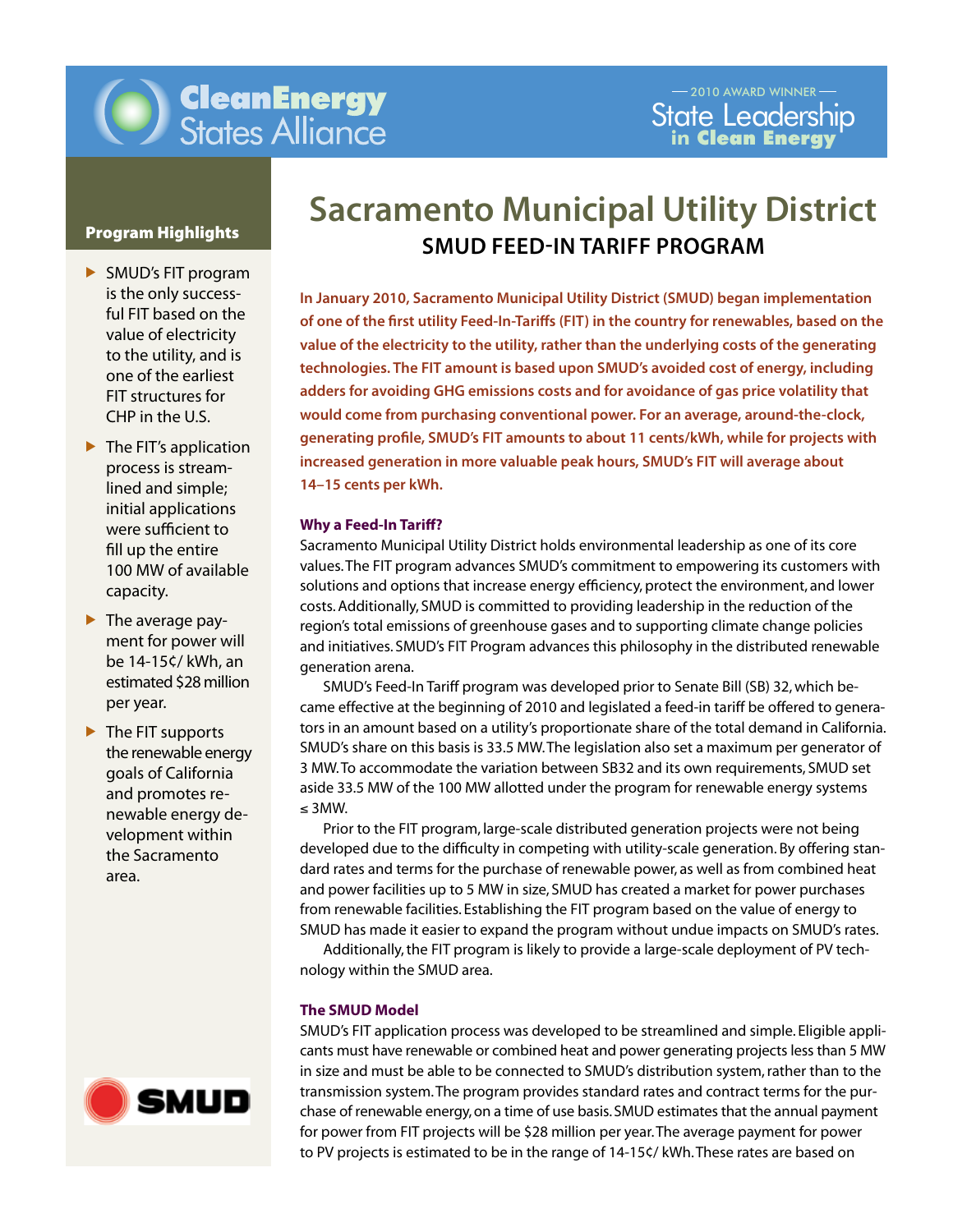Clean Energy States Alliance

— 2010 AWARD WINNER —
State Leadership in Clean Energy

# Sacramento Municipal Utility District

## SMUD FEED-IN TARIFF PROGRAM

**In January 2010, Sacramento Municipal Utility District (SMUD) began implementation of one of the first utility Feed-In-Tariffs (FIT) in the country for renewables, based on the value of the electricity to the utility, rather than the underlying costs of the generating technologies. The FIT amount is based upon SMUD's avoided cost of energy, including adders for avoiding GHG emissions costs and for avoidance of gas price volatility that would come from purchasing conventional power. For an average, around-the-clock, generating profile, SMUD's FIT amounts to about 11 cents/kWh, while for projects with increased generation in more valuable peak hours, SMUD's FIT will average about 14–15 cents per kWh.**

### Program Highlights

- SMUD's FIT program is the only successful FIT based on the value of electricity to the utility, and is one of the earliest FIT structures for CHP in the U.S.
- The FIT's application process is streamlined and simple; initial applications were sufficient to fill up the entire 100 MW of available capacity.
- The average payment for power will be 14-15¢/ kWh, an estimated $28 million per year.
- The FIT supports the renewable energy goals of California and promotes renewable energy development within the Sacramento area.

### Why a Feed-In Tariff?

Sacramento Municipal Utility District holds environmental leadership as one of its core values. The FIT program advances SMUD's commitment to empowering its customers with solutions and options that increase energy efficiency, protect the environment, and lower costs. Additionally, SMUD is committed to providing leadership in the reduction of the region's total emissions of greenhouse gases and to supporting climate change policies and initiatives. SMUD's FIT Program advances this philosophy in the distributed renewable generation arena.

SMUD's Feed-In Tariff program was developed prior to Senate Bill (SB) 32, which became effective at the beginning of 2010 and legislated a feed-in tariff be offered to generators in an amount based on a utility's proportionate share of the total demand in California. SMUD's share on this basis is 33.5 MW. The legislation also set a maximum per generator of 3 MW. To accommodate the variation between SB32 and its own requirements, SMUD set aside 33.5 MW of the 100 MW allotted under the program for renewable energy systems ≤ 3MW.

Prior to the FIT program, large-scale distributed generation projects were not being developed due to the difficulty in competing with utility-scale generation. By offering standard rates and terms for the purchase of renewable power, as well as from combined heat and power facilities up to 5 MW in size, SMUD has created a market for power purchases from renewable facilities. Establishing the FIT program based on the value of energy to SMUD has made it easier to expand the program without undue impacts on SMUD's rates.

Additionally, the FIT program is likely to provide a large-scale deployment of PV technology within the SMUD area.

### The SMUD Model

SMUD's FIT application process was developed to be streamlined and simple. Eligible applicants must have renewable or combined heat and power generating projects less than 5 MW in size and must be able to be connected to SMUD's distribution system, rather than to the transmission system. The program provides standard rates and contract terms for the purchase of renewable energy, on a time of use basis. SMUD estimates that the annual payment for power from FIT projects will be $28 million per year. The average payment for power to PV projects is estimated to be in the range of 14-15¢/ kWh. These rates are based on

SMUD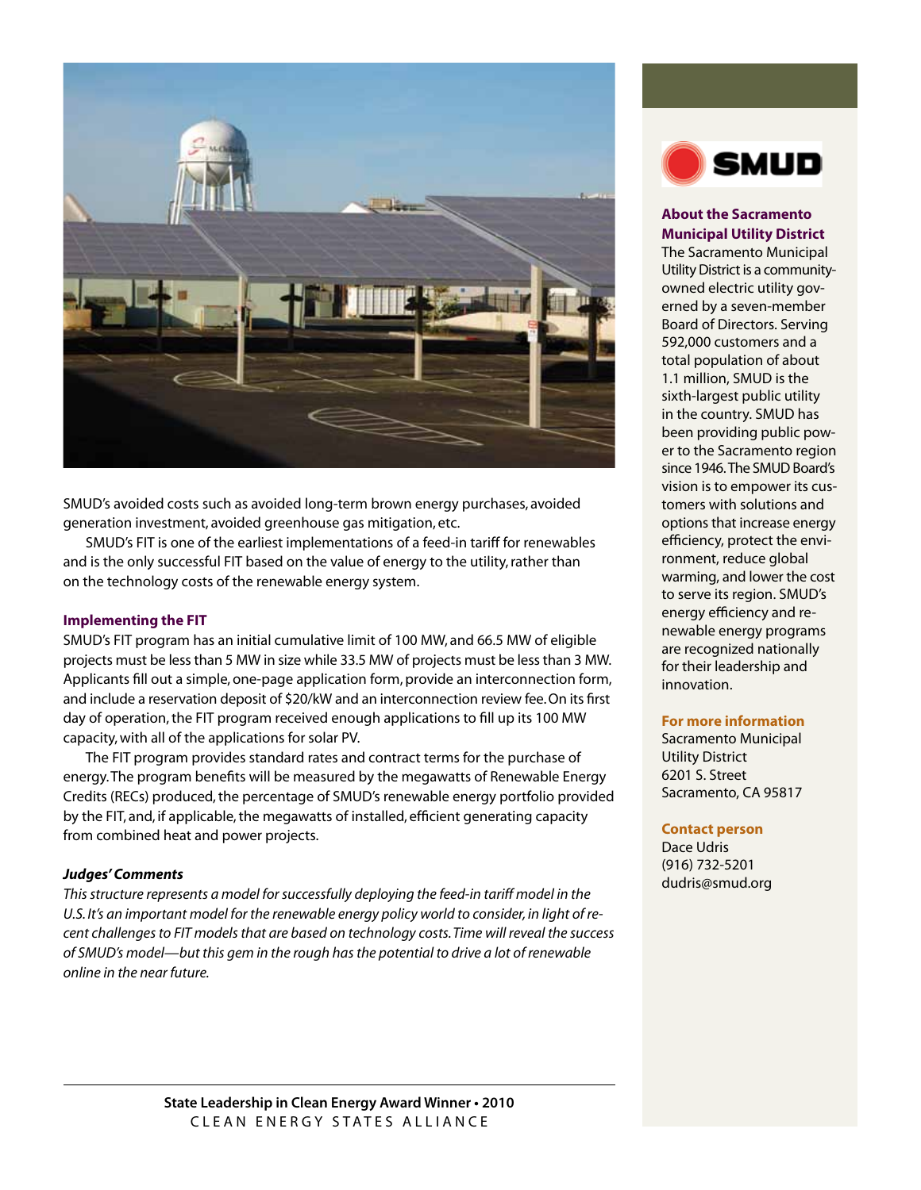SMUD's avoided costs such as avoided long-term brown energy purchases, avoided generation investment, avoided greenhouse gas mitigation, etc.

SMUD's FIT is one of the earliest implementations of a feed-in tariff for renewables and is the only successful FIT based on the value of energy to the utility, rather than on the technology costs of the renewable energy system.

### Implementing the FIT

SMUD's FIT program has an initial cumulative limit of 100 MW, and 66.5 MW of eligible projects must be less than 5 MW in size while 33.5 MW of projects must be less than 3 MW. Applicants fill out a simple, one-page application form, provide an interconnection form, and include a reservation deposit of $20/kW and an interconnection review fee. On its first day of operation, the FIT program received enough applications to fill up its 100 MW capacity, with all of the applications for solar PV.

The FIT program provides standard rates and contract terms for the purchase of energy. The program benefits will be measured by the megawatts of Renewable Energy Credits (RECs) produced, the percentage of SMUD's renewable energy portfolio provided by the FIT, and, if applicable, the megawatts of installed, efficient generating capacity from combined heat and power projects.

### *Judges' Comments*

*This structure represents a model for successfully deploying the feed-in tariff model in the U.S. It's an important model for the renewable energy policy world to consider, in light of recent challenges to FIT models that are based on technology costs. Time will reveal the success of SMUD's model—but this gem in the rough has the potential to drive a lot of renewable online in the near future.*

**SMUD**

### About the Sacramento Municipal Utility District

The Sacramento Municipal Utility District is a community-owned electric utility governed by a seven-member Board of Directors. Serving 592,000 customers and a total population of about 1.1 million, SMUD is the sixth-largest public utility in the country. SMUD has been providing public power to the Sacramento region since 1946. The SMUD Board's vision is to empower its customers with solutions and options that increase energy efficiency, protect the environment, reduce global warming, and lower the cost to serve its region. SMUD's energy efficiency and renewable energy programs are recognized nationally for their leadership and innovation.

### For more information

Sacramento Municipal Utility District
6201 S. Street
Sacramento, CA 95817

### Contact person

Dace Udris
(916) 732-5201
dudris@smud.org